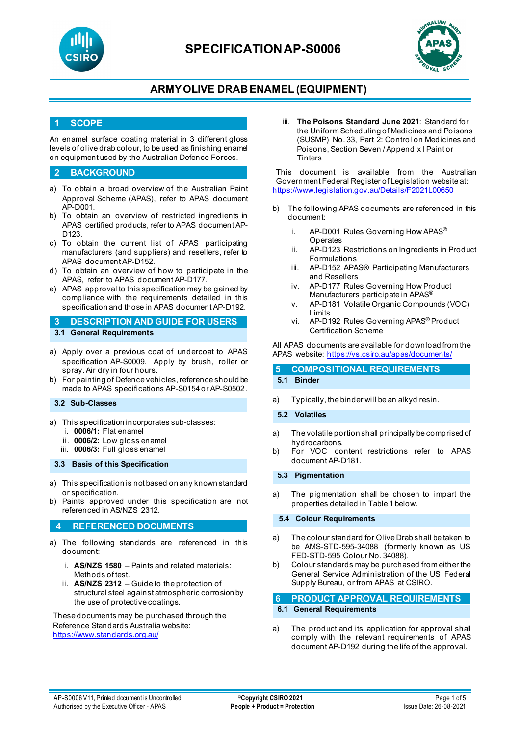# SPECIFICATION AP-S0006

## ARMY OLIVE DRAB ENAMEL (EQUIPMENT)

## 1 SCOPE

An enamel surface coating material in 3 different gloss levels of olive drab colour, to be used as finishing enamel on equipment used by the Australian Defence Forces.

## 2 BACKGROUND

a) To obtain a broad overview of the Australian Paint Approval Scheme (APAS), refer to APAS document AP-D001.

b) To obtain an overview of restricted ingredients in APAS certified products, refer to APAS document AP-D123.

c) To obtain the current list of APAS participating manufacturers (and suppliers) and resellers, refer to APAS document AP-D152.

d) To obtain an overview of how to participate in the APAS, refer to APAS document AP-D177.

e) APAS approval to this specification may be gained by compliance with the requirements detailed in this specification and those in APAS document AP-D192.

## 3 DESCRIPTION AND GUIDE FOR USERS

### 3.1 General Requirements

a) Apply over a previous coat of undercoat to APAS specification AP-S0009. Apply by brush, roller or spray. Air dry in four hours.

b) For painting of Defence vehicles, reference should be made to APAS specifications AP-S0154 or AP-S0502.

### 3.2 Sub-Classes

a) This specification incorporates sub-classes:
   i. **0006/1:** Flat enamel
   ii. **0006/2:** Low gloss enamel
   iii. **0006/3:** Full gloss enamel

### 3.3 Basis of this Specification

a) This specification is not based on any known standard or specification.

b) Paints approved under this specification are not referenced in AS/NZS 2312.

## 4 REFERENCED DOCUMENTS

a) The following standards are referenced in this document:

   i. **AS/NZS 1580** – Paints and related materials: Methods of test.
   ii. **AS/NZS 2312** – Guide to the protection of structural steel against atmospheric corrosion by the use of protective coatings.

   These documents may be purchased through the Reference Standards Australia website: https://www.standards.org.au/

   iii. **The Poisons Standard June 2021**: Standard for the Uniform Scheduling of Medicines and Poisons (SUSMP) No. 33, Part 2: Control on Medicines and Poisons, Section Seven / Appendix I Paint or Tinters

   This document is available from the Australian Government Federal Register of Legislation website at: https://www.legislation.gov.au/Details/F2021L00650

b) The following APAS documents are referenced in this document:

   i. AP-D001 Rules Governing How APAS® Operates
   ii. AP-D123 Restrictions on Ingredients in Product Formulations
   iii. AP-D152 APAS® Participating Manufacturers and Resellers
   iv. AP-D177 Rules Governing How Product Manufacturers participate in APAS®
   v. AP-D181 Volatile Organic Compounds (VOC) Limits
   vi. AP-D192 Rules Governing APAS® Product Certification Scheme

All APAS documents are available for download from the APAS website: https://vs.csiro.au/apas/documents/

## 5 COMPOSITIONAL REQUIREMENTS

### 5.1 Binder

a) Typically, the binder will be an alkyd resin.

### 5.2 Volatiles

a) The volatile portion shall principally be comprised of hydrocarbons.

b) For VOC content restrictions refer to APAS document AP-D181.

### 5.3 Pigmentation

a) The pigmentation shall be chosen to impart the properties detailed in Table 1 below.

### 5.4 Colour Requirements

a) The colour standard for Olive Drab shall be taken to be AMS-STD-595-34088 (formerly known as US FED-STD-595 Colour No. 34088).

b) Colour standards may be purchased from either the General Service Administration of the US Federal Supply Bureau, or from APAS at CSIRO.

## 6 PRODUCT APPROVAL REQUIREMENTS

### 6.1 General Requirements

a) The product and its application for approval shall comply with the relevant requirements of APAS document AP-D192 during the life of the approval.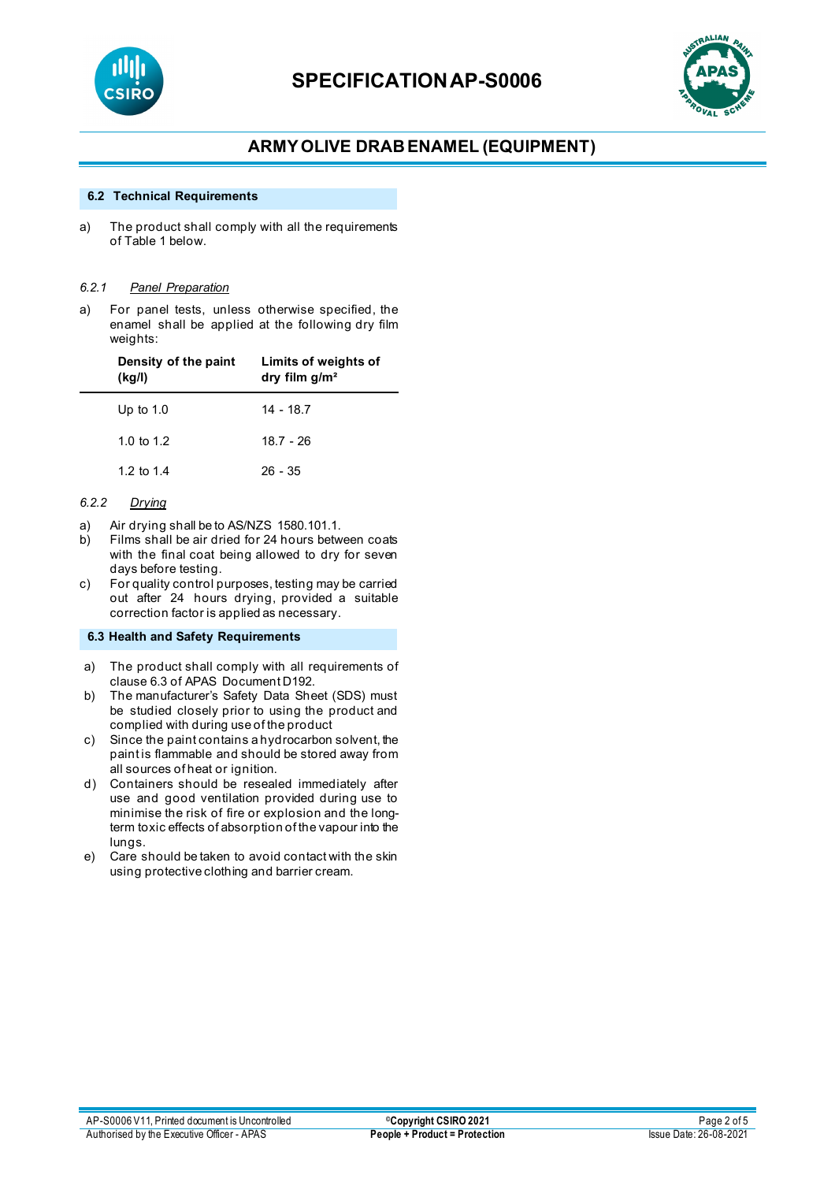### 6.2 Technical Requirements

a) The product shall comply with all the requirements of Table 1 below.

#### 6.2.1 *Panel Preparation*

a) For panel tests, unless otherwise specified, the enamel shall be applied at the following dry film weights:

| Density of the paint (kg/l) | Limits of weights of dry film g/m² |
|---|---|
| Up to 1.0 | 14 - 18.7 |
| 1.0 to 1.2 | 18.7 - 26 |
| 1.2 to 1.4 | 26 - 35 |

#### 6.2.2 *Drying*

a) Air drying shall be to AS/NZS 1580.101.1.
b) Films shall be air dried for 24 hours between coats with the final coat being allowed to dry for seven days before testing.
c) For quality control purposes, testing may be carried out after 24 hours drying, provided a suitable correction factor is applied as necessary.

### 6.3 Health and Safety Requirements

a) The product shall comply with all requirements of clause 6.3 of APAS Document D192.
b) The manufacturer's Safety Data Sheet (SDS) must be studied closely prior to using the product and complied with during use of the product
c) Since the paint contains a hydrocarbon solvent, the paint is flammable and should be stored away from all sources of heat or ignition.
d) Containers should be resealed immediately after use and good ventilation provided during use to minimise the risk of fire or explosion and the long-term toxic effects of absorption of the vapour into the lungs.
e) Care should be taken to avoid contact with the skin using protective clothing and barrier cream.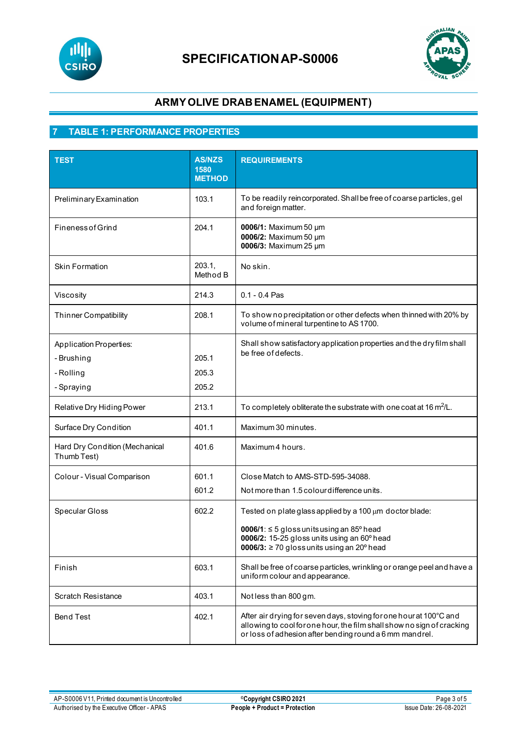# SPECIFICATION AP-S0006

## ARMY OLIVE DRAB ENAMEL (EQUIPMENT)

## 7 TABLE 1: PERFORMANCE PROPERTIES

| TEST | AS/NZS 1580 METHOD | REQUIREMENTS |
|---|---|---|
| Preliminary Examination | 103.1 | To be readily reincorporated. Shall be free of coarse particles, gel and foreign matter. |
| Fineness of Grind | 204.1 | **0006/1:** Maximum 50 µm<br>**0006/2:** Maximum 50 µm<br>**0006/3:** Maximum 25 µm |
| Skin Formation | 203.1, Method B | No skin. |
| Viscosity | 214.3 | 0.1 - 0.4 Pas |
| Thinner Compatibility | 208.1 | To show no precipitation or other defects when thinned with 20% by volume of mineral turpentine to AS 1700. |
| Application Properties:<br>- Brushing<br>- Rolling<br>- Spraying | <br>205.1<br>205.3<br>205.2 | Shall show satisfactory application properties and the dry film shall be free of defects. |
| Relative Dry Hiding Power | 213.1 | To completely obliterate the substrate with one coat at 16 $m^2$/L. |
| Surface Dry Condition | 401.1 | Maximum 30 minutes. |
| Hard Dry Condition (Mechanical Thumb Test) | 401.6 | Maximum 4 hours. |
| Colour - Visual Comparison | 601.1<br>601.2 | Close Match to AMS-STD-595-34088.<br>Not more than 1.5 colour difference units. |
| Specular Gloss | 602.2 | Tested on plate glass applied by a 100 µm doctor blade:<br>**0006/1**: ≤ 5 gloss units using an 85º head<br>**0006/2:** 15-25 gloss units using an 60º head<br>**0006/3:** ≥ 70 gloss units using an 20º head |
| Finish | 603.1 | Shall be free of coarse particles, wrinkling or orange peel and have a uniform colour and appearance. |
| Scratch Resistance | 403.1 | Not less than 800 gm. |
| Bend Test | 402.1 | After air drying for seven days, stoving for one hour at 100°C and allowing to cool for one hour, the film shall show no sign of cracking or loss of adhesion after bending round a 6 mm mandrel. |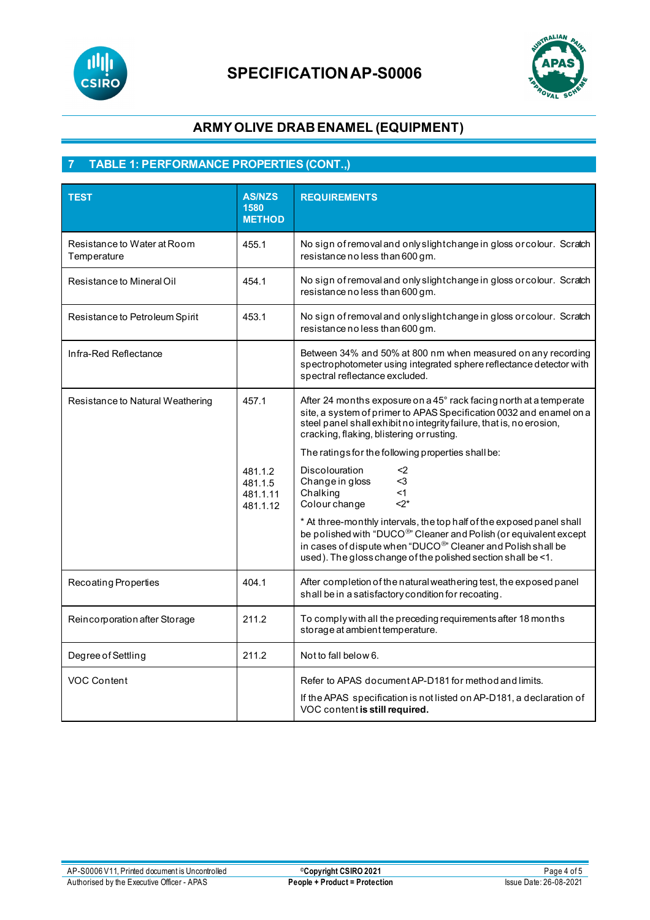# SPECIFICATION AP-S0006

## ARMY OLIVE DRAB ENAMEL (EQUIPMENT)

## 7 TABLE 1: PERFORMANCE PROPERTIES (CONT.,)

| TEST | AS/NZS 1580 METHOD | REQUIREMENTS |
|---|---|---|
| Resistance to Water at Room Temperature | 455.1 | No sign of removal and only slight change in gloss or colour. Scratch resistance no less than 600 gm. |
| Resistance to Mineral Oil | 454.1 | No sign of removal and only slight change in gloss or colour. Scratch resistance no less than 600 gm. |
| Resistance to Petroleum Spirit | 453.1 | No sign of removal and only slight change in gloss or colour. Scratch resistance no less than 600 gm. |
| Infra-Red Reflectance | | Between 34% and 50% at 800 nm when measured on any recording spectrophotometer using integrated sphere reflectance detector with spectral reflectance excluded. |
| Resistance to Natural Weathering | 457.1<br><br>481.1.2<br>481.1.5<br>481.1.11<br>481.1.12 | After 24 months exposure on a 45° rack facing north at a temperate site, a system of primer to APAS Specification 0032 and enamel on a steel panel shall exhibit no integrity failure, that is, no erosion, cracking, flaking, blistering or rusting.<br><br>The ratings for the following properties shall be:<br><br>Discolouration <2<br>Change in gloss <3<br>Chalking <1<br>Colour change <2*<br><br>* At three-monthly intervals, the top half of the exposed panel shall be polished with "DUCO®" Cleaner and Polish (or equivalent except in cases of dispute when "DUCO®" Cleaner and Polish shall be used). The gloss change of the polished section shall be <1. |
| Recoating Properties | 404.1 | After completion of the natural weathering test, the exposed panel shall be in a satisfactory condition for recoating. |
| Reincorporation after Storage | 211.2 | To comply with all the preceding requirements after 18 months storage at ambient temperature. |
| Degree of Settling | 211.2 | Not to fall below 6. |
| VOC Content | | Refer to APAS document AP-D181 for method and limits.<br><br>If the APAS specification is not listed on AP-D181, a declaration of VOC content **is still required.** |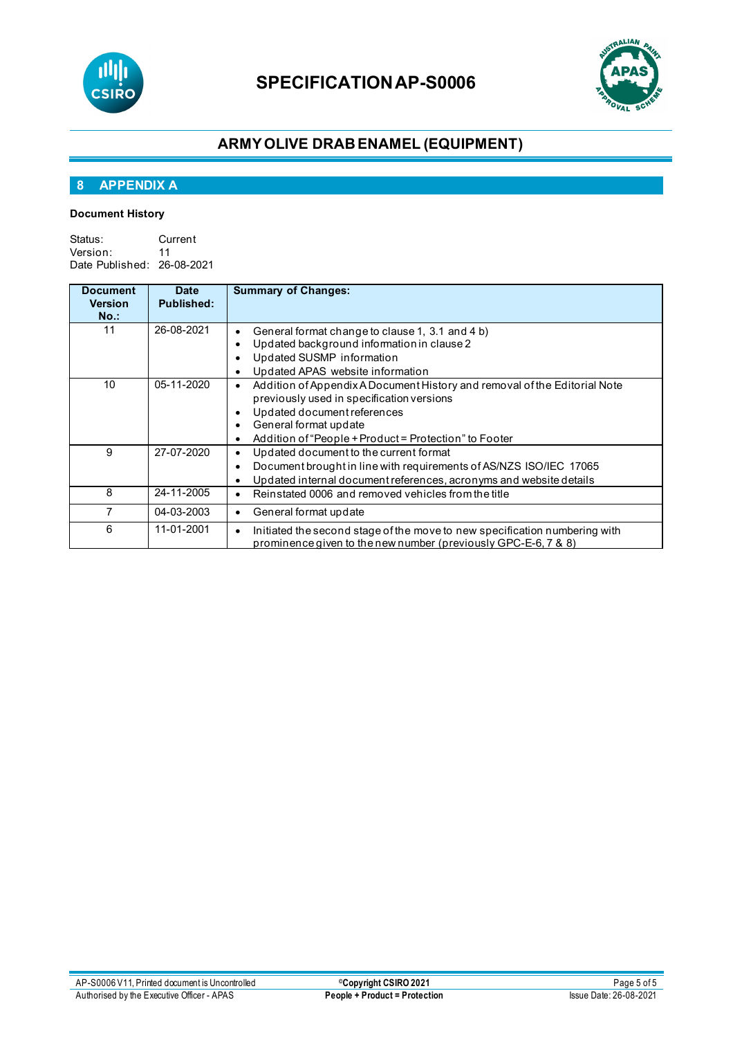## 8 APPENDIX A

**Document History**

Status: Current
Version: 11
Date Published: 26-08-2021

| Document Version No.: | Date Published: | Summary of Changes: |
|---|---|---|
| 11 | 26-08-2021 | • General format change to clause 1, 3.1 and 4 b)<br>• Updated background information in clause 2<br>• Updated SUSMP information<br>• Updated APAS website information |
| 10 | 05-11-2020 | • Addition of Appendix A Document History and removal of the Editorial Note previously used in specification versions<br>• Updated document references<br>• General format update<br>• Addition of "People + Product = Protection" to Footer |
| 9 | 27-07-2020 | • Updated document to the current format<br>• Document brought in line with requirements of AS/NZS ISO/IEC 17065<br>• Updated internal document references, acronyms and website details |
| 8 | 24-11-2005 | • Reinstated 0006 and removed vehicles from the title |
| 7 | 04-03-2003 | • General format update |
| 6 | 11-01-2001 | • Initiated the second stage of the move to new specification numbering with prominence given to the new number (previously GPC-E-6, 7 & 8) |